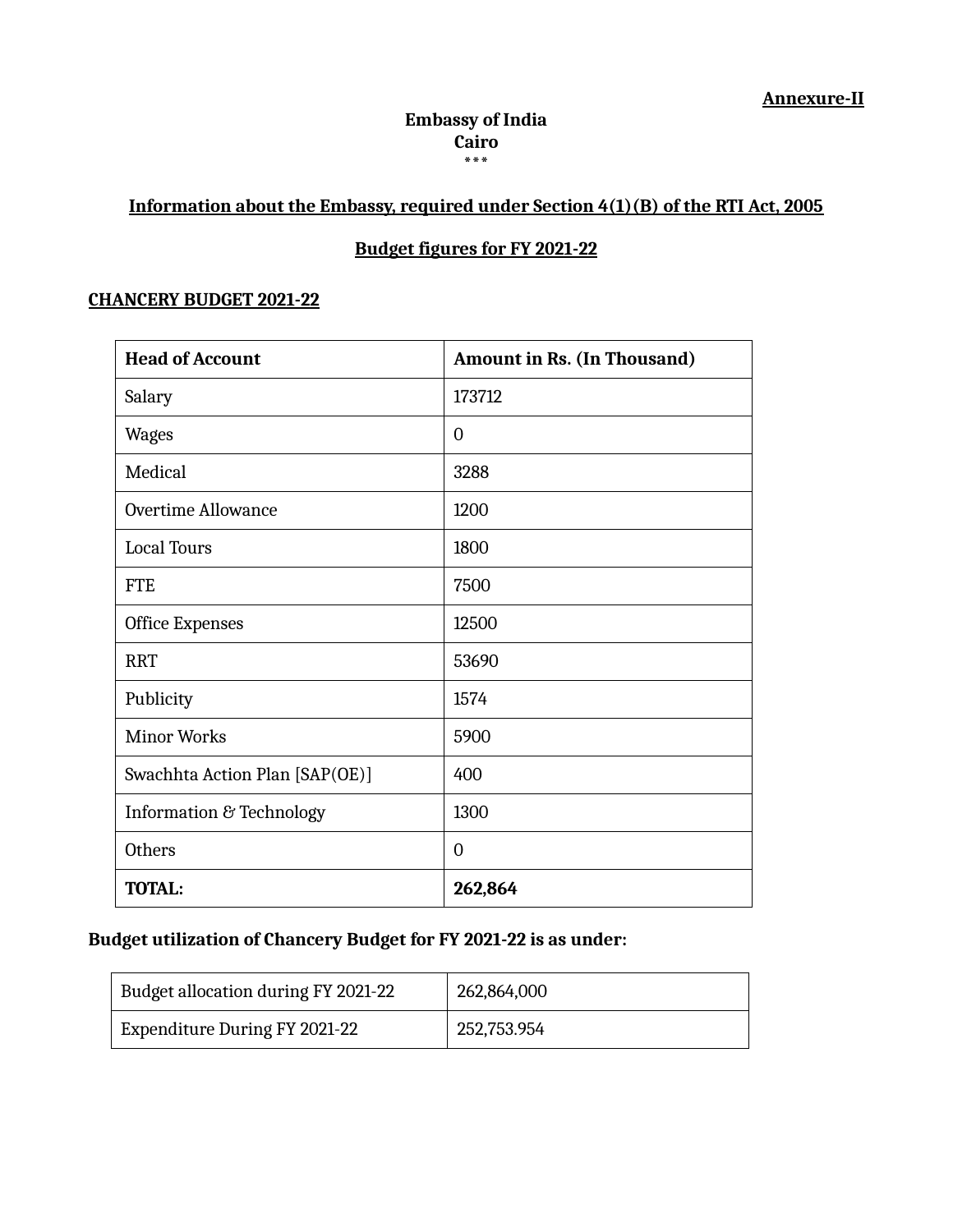**Annexure-II**

**Embassy of India**
**Cairo**
\*\*\*

**Information about the Embassy, required under Section 4(1)(B) of the RTI Act, 2005**

**Budget figures for FY 2021-22**

**CHANCERY BUDGET 2021-22**

| Head of Account | Amount in Rs. (In Thousand) |
|---|---|
| Salary | 173712 |
| Wages | 0 |
| Medical | 3288 |
| Overtime Allowance | 1200 |
| Local Tours | 1800 |
| FTE | 7500 |
| Office Expenses | 12500 |
| RRT | 53690 |
| Publicity | 1574 |
| Minor Works | 5900 |
| Swachhta Action Plan [SAP(OE)] | 400 |
| Information & Technology | 1300 |
| Others | 0 |
| **TOTAL:** | **262,864** |

**Budget utilization of Chancery Budget for FY 2021-22 is as under:**

| Budget allocation during FY 2021-22 | 262,864,000 |
|---|---|
| Expenditure During FY 2021-22 | 252,753.954 |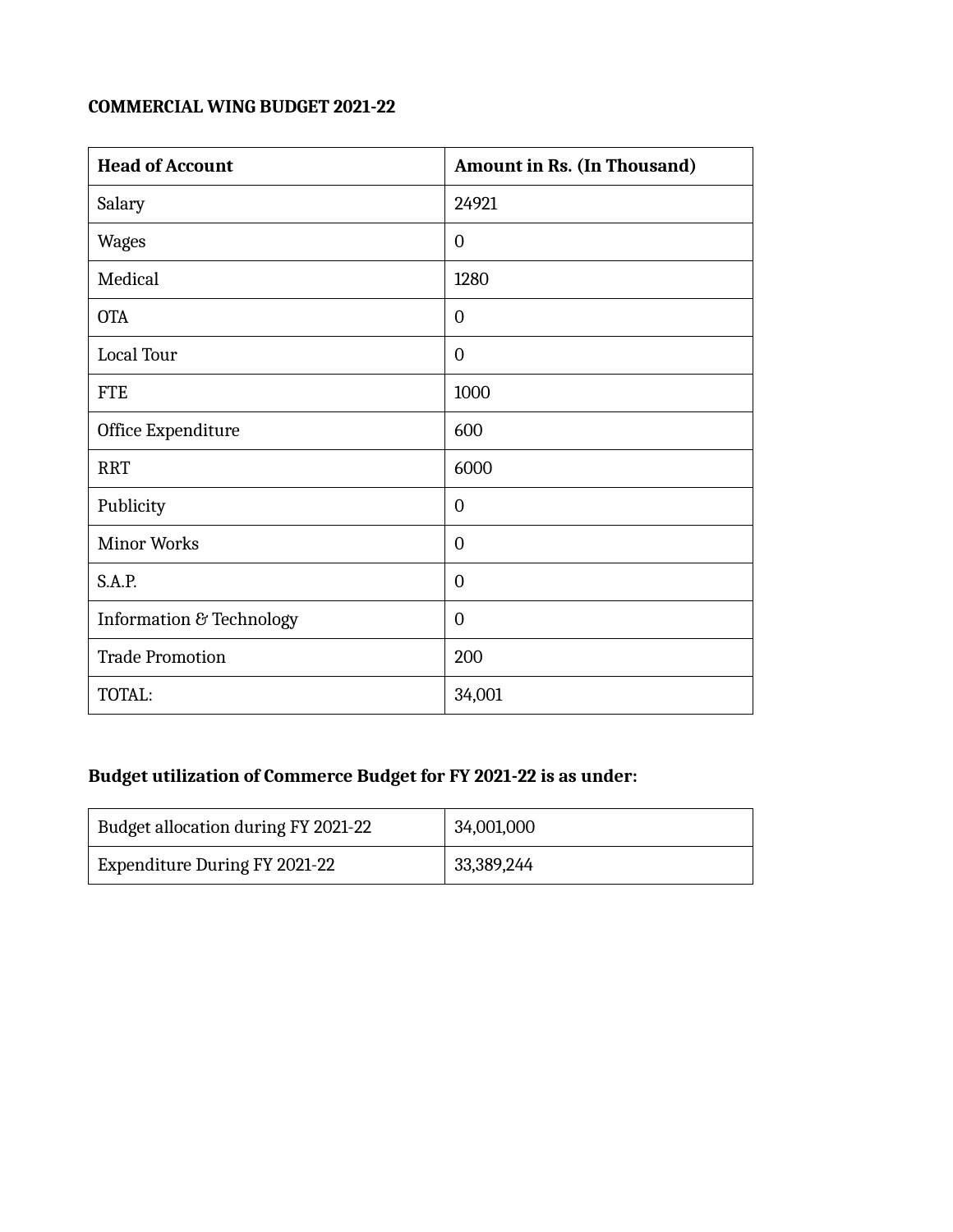**COMMERCIAL WING BUDGET 2021-22**

| Head of Account | Amount in Rs. (In Thousand) |
|---|---|
| Salary | 24921 |
| Wages | 0 |
| Medical | 1280 |
| OTA | 0 |
| Local Tour | 0 |
| FTE | 1000 |
| Office Expenditure | 600 |
| RRT | 6000 |
| Publicity | 0 |
| Minor Works | 0 |
| S.A.P. | 0 |
| Information & Technology | 0 |
| Trade Promotion | 200 |
| TOTAL: | 34,001 |

**Budget utilization of Commerce Budget for FY 2021-22 is as under:**

| | |
|---|---|
| Budget allocation during FY 2021-22 | 34,001,000 |
| Expenditure During FY 2021-22 | 33,389,244 |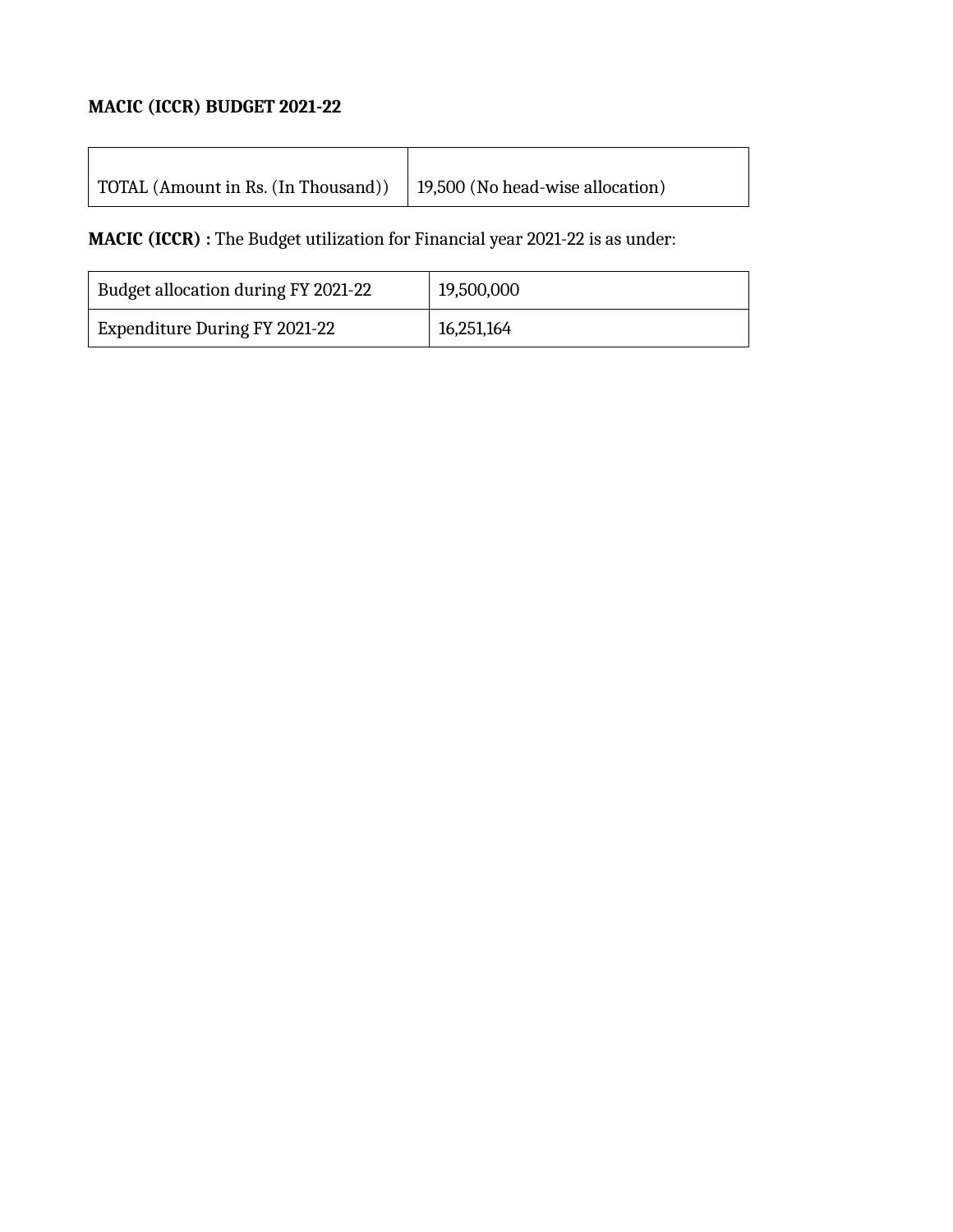**MACIC (ICCR) BUDGET 2021-22**

| | |
|---|---|
| TOTAL (Amount in Rs. (In Thousand)) | 19,500 (No head-wise allocation) |

**MACIC (ICCR) :** The Budget utilization for Financial year 2021-22 is as under:

| | |
|---|---|
| Budget allocation during FY 2021-22 | 19,500,000 |
| Expenditure During FY 2021-22 | 16,251,164 |